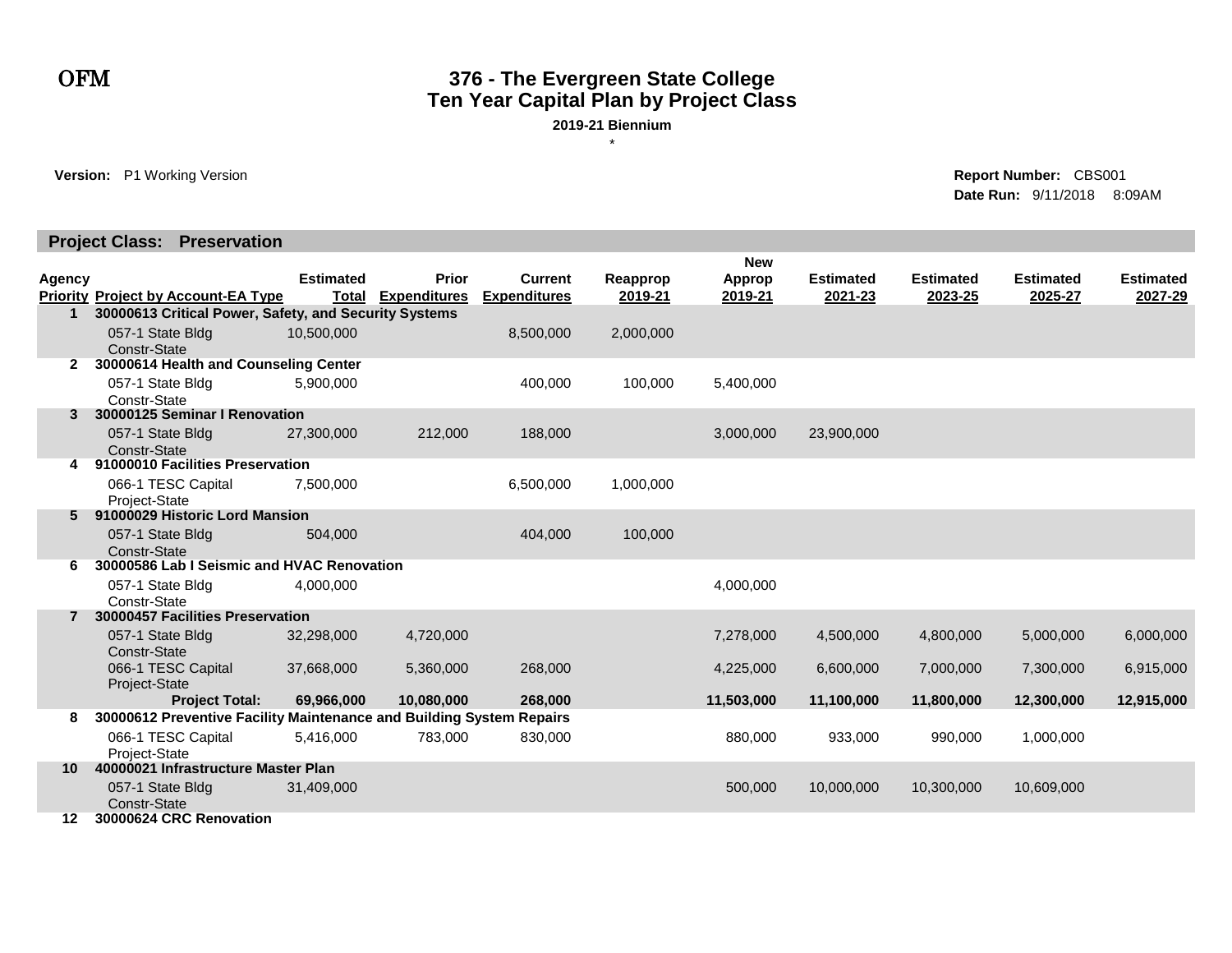OFM

# 376 - The Evergreen State College
## Ten Year Capital Plan by Project Class

**2019-21 Biennium**

\*

**Version:** P1 Working Version

**Report Number:** CBS001
**Date Run:** 9/11/2018 8:09AM

### Project Class: Preservation

| Agency Priority | Project by Account-EA Type | Estimated Total | Prior Expenditures | Current Expenditures | Reapprop 2019-21 | New Approp 2019-21 | Estimated 2021-23 | Estimated 2023-25 | Estimated 2025-27 | Estimated 2027-29 |
|---|---|---|---|---|---|---|---|---|---|---|
| **1** | **30000613 Critical Power, Safety, and Security Systems** | | | | | | | | | |
| | 057-1 State Bldg Constr-State | 10,500,000 | | 8,500,000 | 2,000,000 | | | | | |
| **2** | **30000614 Health and Counseling Center** | | | | | | | | | |
| | 057-1 State Bldg Constr-State | 5,900,000 | | 400,000 | 100,000 | 5,400,000 | | | | |
| **3** | **30000125 Seminar I Renovation** | | | | | | | | | |
| | 057-1 State Bldg Constr-State | 27,300,000 | 212,000 | 188,000 | | 3,000,000 | 23,900,000 | | | |
| **4** | **91000010 Facilities Preservation** | | | | | | | | | |
| | 066-1 TESC Capital Project-State | 7,500,000 | | 6,500,000 | 1,000,000 | | | | | |
| **5** | **91000029 Historic Lord Mansion** | | | | | | | | | |
| | 057-1 State Bldg Constr-State | 504,000 | | 404,000 | 100,000 | | | | | |
| **6** | **30000586 Lab I Seismic and HVAC Renovation** | | | | | | | | | |
| | 057-1 State Bldg Constr-State | 4,000,000 | | | | 4,000,000 | | | | |
| **7** | **30000457 Facilities Preservation** | | | | | | | | | |
| | 057-1 State Bldg Constr-State | 32,298,000 | 4,720,000 | | | 7,278,000 | 4,500,000 | 4,800,000 | 5,000,000 | 6,000,000 |
| | 066-1 TESC Capital Project-State | 37,668,000 | 5,360,000 | 268,000 | | 4,225,000 | 6,600,000 | 7,000,000 | 7,300,000 | 6,915,000 |
| | **Project Total:** | **69,966,000** | **10,080,000** | **268,000** | | **11,503,000** | **11,100,000** | **11,800,000** | **12,300,000** | **12,915,000** |
| **8** | **30000612 Preventive Facility Maintenance and Building System Repairs** | | | | | | | | | |
| | 066-1 TESC Capital Project-State | 5,416,000 | 783,000 | 830,000 | | 880,000 | 933,000 | 990,000 | 1,000,000 | |
| **10** | **40000021 Infrastructure Master Plan** | | | | | | | | | |
| | 057-1 State Bldg Constr-State | 31,409,000 | | | | 500,000 | 10,000,000 | 10,300,000 | 10,609,000 | |
| **12** | **30000624 CRC Renovation** | | | | | | | | | |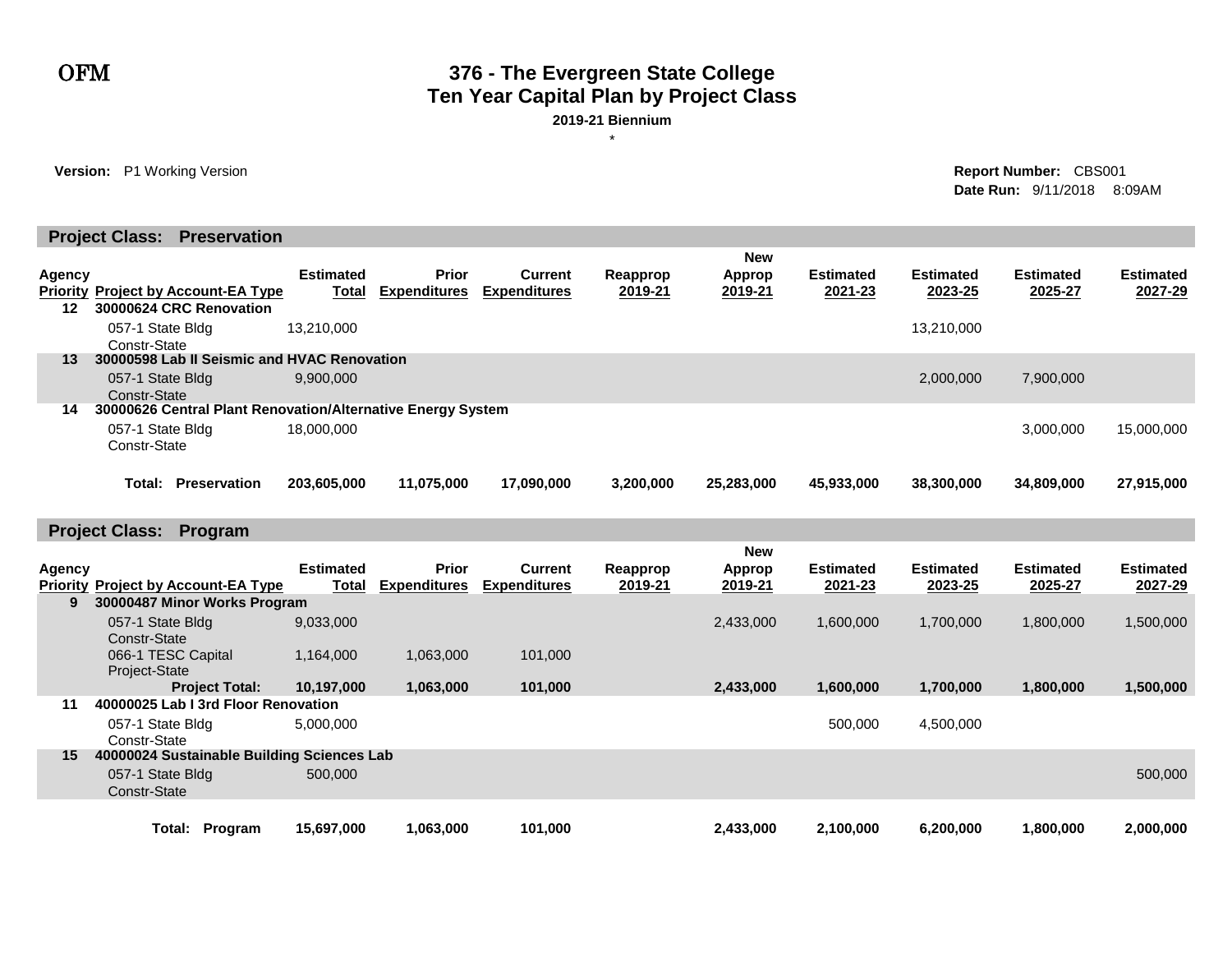# 376 - The Evergreen State College

## Ten Year Capital Plan by Project Class

**2019-21 Biennium**

\*

**Version:** P1 Working Version

**Report Number:** CBS001
**Date Run:** 9/11/2018 8:09AM

### Project Class: Preservation

| Agency Priority | Project by Account-EA Type | Estimated Total | Prior Expenditures | Current Expenditures | Reapprop 2019-21 | New Approp 2019-21 | Estimated 2021-23 | Estimated 2023-25 | Estimated 2025-27 | Estimated 2027-29 |
|---|---|---|---|---|---|---|---|---|---|---|
| **12** | **30000624 CRC Renovation** | | | | | | | | | |
| | 057-1 State Bldg Constr-State | 13,210,000 | | | | | | 13,210,000 | | |
| **13** | **30000598 Lab II Seismic and HVAC Renovation** | | | | | | | | | |
| | 057-1 State Bldg Constr-State | 9,900,000 | | | | | | 2,000,000 | 7,900,000 | |
| **14** | **30000626 Central Plant Renovation/Alternative Energy System** | | | | | | | | | |
| | 057-1 State Bldg Constr-State | 18,000,000 | | | | | | | 3,000,000 | 15,000,000 |
| | **Total: Preservation** | **203,605,000** | **11,075,000** | **17,090,000** | **3,200,000** | **25,283,000** | **45,933,000** | **38,300,000** | **34,809,000** | **27,915,000** |

### Project Class: Program

| Agency Priority | Project by Account-EA Type | Estimated Total | Prior Expenditures | Current Expenditures | Reapprop 2019-21 | New Approp 2019-21 | Estimated 2021-23 | Estimated 2023-25 | Estimated 2025-27 | Estimated 2027-29 |
|---|---|---|---|---|---|---|---|---|---|---|
| **9** | **30000487 Minor Works Program** | | | | | | | | | |
| | 057-1 State Bldg Constr-State | 9,033,000 | | | | 2,433,000 | 1,600,000 | 1,700,000 | 1,800,000 | 1,500,000 |
| | 066-1 TESC Capital Project-State | 1,164,000 | 1,063,000 | 101,000 | | | | | | |
| | **Project Total:** | **10,197,000** | **1,063,000** | **101,000** | | **2,433,000** | **1,600,000** | **1,700,000** | **1,800,000** | **1,500,000** |
| **11** | **40000025 Lab I 3rd Floor Renovation** | | | | | | | | | |
| | 057-1 State Bldg Constr-State | 5,000,000 | | | | | 500,000 | 4,500,000 | | |
| **15** | **40000024 Sustainable Building Sciences Lab** | | | | | | | | | |
| | 057-1 State Bldg Constr-State | 500,000 | | | | | | | | 500,000 |
| | **Total: Program** | **15,697,000** | **1,063,000** | **101,000** | | **2,433,000** | **2,100,000** | **6,200,000** | **1,800,000** | **2,000,000** |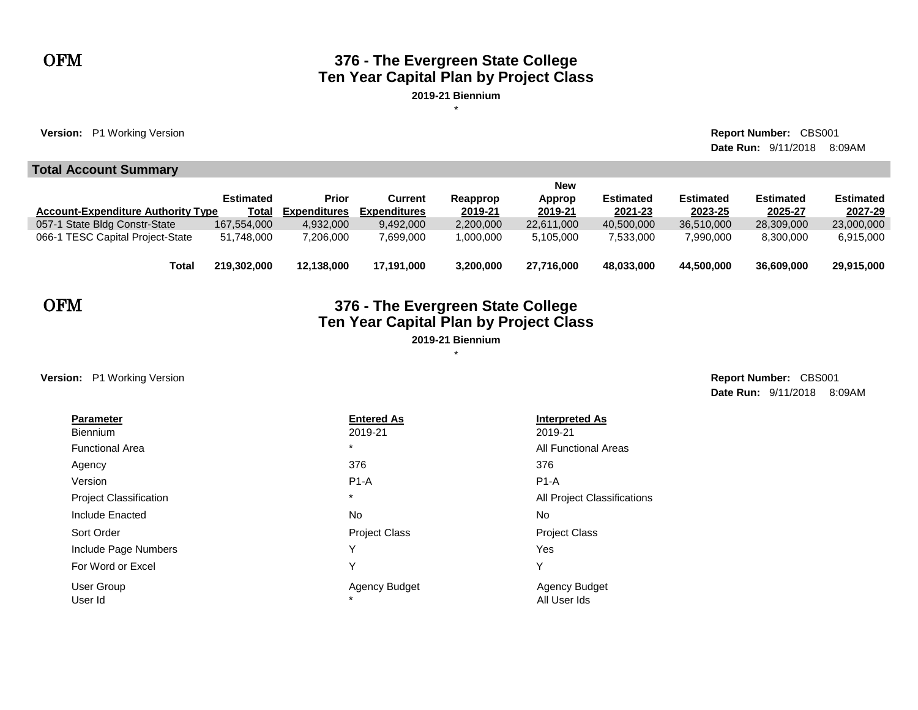OFM

# 376 - The Evergreen State College
## Ten Year Capital Plan by Project Class

**2019-21 Biennium**

*

**Version:** P1 Working Version

**Report Number:** CBS001
**Date Run:** 9/11/2018 8:09AM

### Total Account Summary

| Account-Expenditure Authority Type | Estimated Total | Prior Expenditures | Current Expenditures | Reapprop 2019-21 | New Approp 2019-21 | Estimated 2021-23 | Estimated 2023-25 | Estimated 2025-27 | Estimated 2027-29 |
|---|---|---|---|---|---|---|---|---|---|
| 057-1 State Bldg Constr-State | 167,554,000 | 4,932,000 | 9,492,000 | 2,200,000 | 22,611,000 | 40,500,000 | 36,510,000 | 28,309,000 | 23,000,000 |
| 066-1 TESC Capital Project-State | 51,748,000 | 7,206,000 | 7,699,000 | 1,000,000 | 5,105,000 | 7,533,000 | 7,990,000 | 8,300,000 | 6,915,000 |
| **Total** | **219,302,000** | **12,138,000** | **17,191,000** | **3,200,000** | **27,716,000** | **48,033,000** | **44,500,000** | **36,609,000** | **29,915,000** |

OFM

# 376 - The Evergreen State College
## Ten Year Capital Plan by Project Class

**2019-21 Biennium**

*

**Version:** P1 Working Version

**Report Number:** CBS001
**Date Run:** 9/11/2018 8:09AM

| Parameter | Entered As | Interpreted As |
|---|---|---|
| Biennium | 2019-21 | 2019-21 |
| Functional Area | * | All Functional Areas |
| Agency | 376 | 376 |
| Version | P1-A | P1-A |
| Project Classification | * | All Project Classifications |
| Include Enacted | No | No |
| Sort Order | Project Class | Project Class |
| Include Page Numbers | Y | Yes |
| For Word or Excel | Y | Y |
| User Group | Agency Budget | Agency Budget |
| User Id | * | All User Ids |